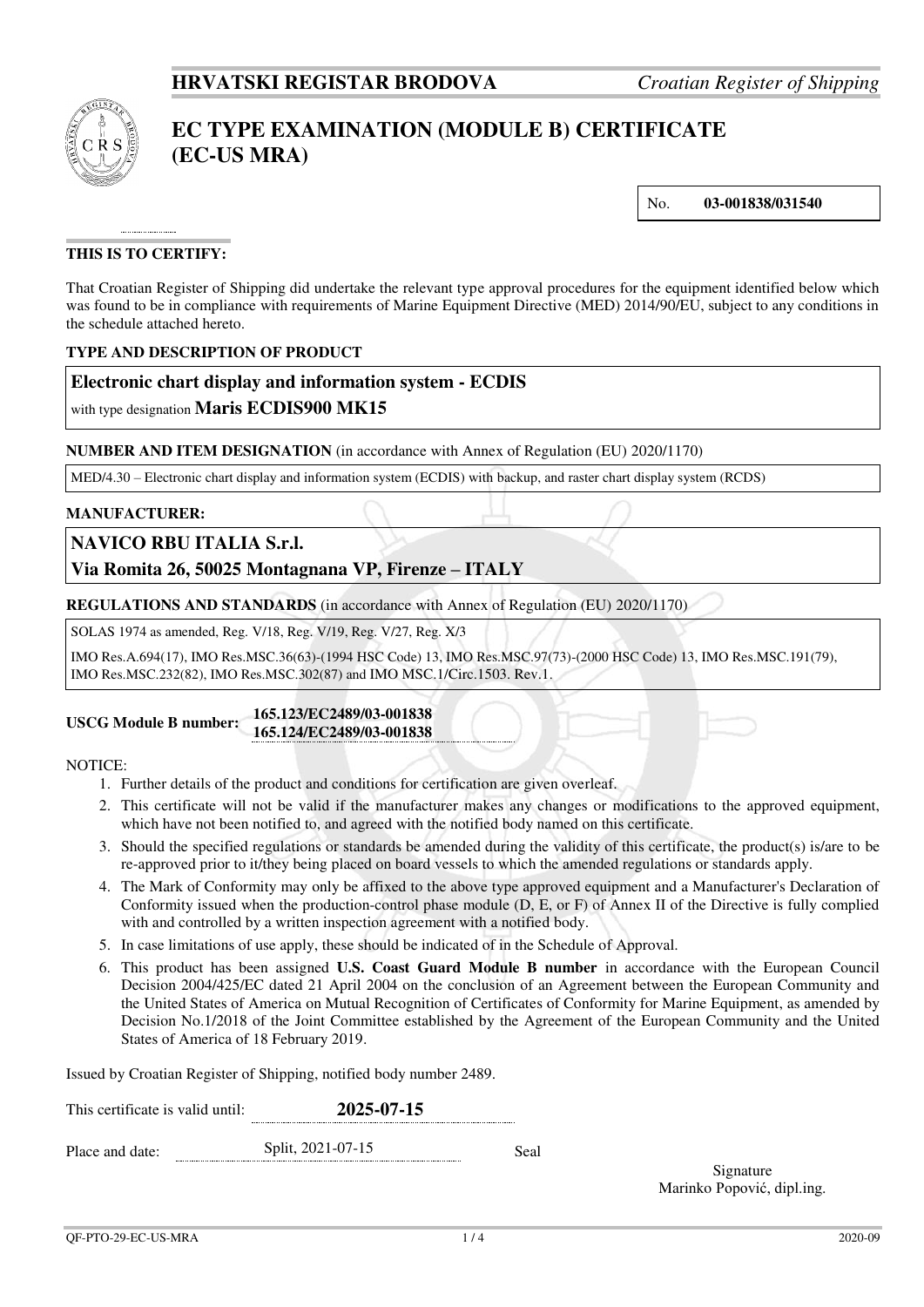**HRVATSKI REGISTAR BRODOVA** *Croatian Register of Shipping*

# EC TYPE EXAMINATION (MODULE B) CERTIFICATE (EC-US MRA)

No. **03-001838/031540**

**THIS IS TO CERTIFY:**

That Croatian Register of Shipping did undertake the relevant type approval procedures for the equipment identified below which was found to be in compliance with requirements of Marine Equipment Directive (MED) 2014/90/EU, subject to any conditions in the schedule attached hereto.

**TYPE AND DESCRIPTION OF PRODUCT**

**Electronic chart display and information system - ECDIS**

with type designation **Maris ECDIS900 MK15**

**NUMBER AND ITEM DESIGNATION** (in accordance with Annex of Regulation (EU) 2020/1170)

MED/4.30 – Electronic chart display and information system (ECDIS) with backup, and raster chart display system (RCDS)

**MANUFACTURER:**

**NAVICO RBU ITALIA S.r.l.**

**Via Romita 26, 50025 Montagnana VP, Firenze – ITALY**

**REGULATIONS AND STANDARDS** (in accordance with Annex of Regulation (EU) 2020/1170)

SOLAS 1974 as amended, Reg. V/18, Reg. V/19, Reg. V/27, Reg. X/3

IMO Res.A.694(17), IMO Res.MSC.36(63)-(1994 HSC Code) 13, IMO Res.MSC.97(73)-(2000 HSC Code) 13, IMO Res.MSC.191(79), IMO Res.MSC.232(82), IMO Res.MSC.302(87) and IMO MSC.1/Circ.1503. Rev.1.

**USCG Module B number:** **165.123/EC2489/03-001838**
**165.124/EC2489/03-001838**

NOTICE:

1. Further details of the product and conditions for certification are given overleaf.
2. This certificate will not be valid if the manufacturer makes any changes or modifications to the approved equipment, which have not been notified to, and agreed with the notified body named on this certificate.
3. Should the specified regulations or standards be amended during the validity of this certificate, the product(s) is/are to be re-approved prior to it/they being placed on board vessels to which the amended regulations or standards apply.
4. The Mark of Conformity may only be affixed to the above type approved equipment and a Manufacturer's Declaration of Conformity issued when the production-control phase module (D, E, or F) of Annex II of the Directive is fully complied with and controlled by a written inspection agreement with a notified body.
5. In case limitations of use apply, these should be indicated of in the Schedule of Approval.
6. This product has been assigned **U.S. Coast Guard Module B number** in accordance with the European Council Decision 2004/425/EC dated 21 April 2004 on the conclusion of an Agreement between the European Community and the United States of America on Mutual Recognition of Certificates of Conformity for Marine Equipment, as amended by Decision No.1/2018 of the Joint Committee established by the Agreement of the European Community and the United States of America of 18 February 2019.

Issued by Croatian Register of Shipping, notified body number 2489.

This certificate is valid until: **2025-07-15**

Place and date: Split, 2021-07-15 Seal

Signature
Marinko Popović, dipl.ing.

QF-PTO-29-EC-US-MRA 2020-09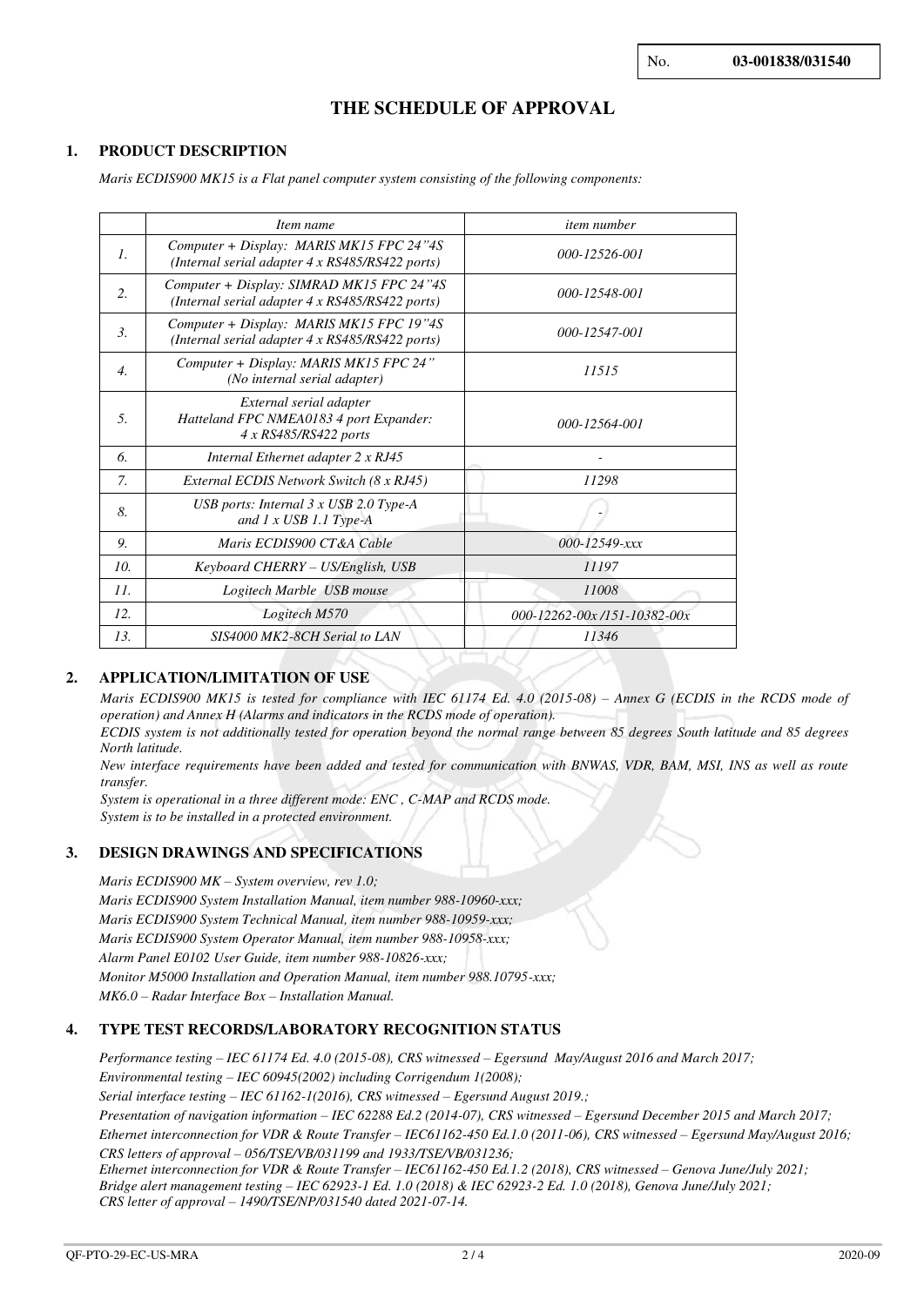No. **03-001838/031540**

# THE SCHEDULE OF APPROVAL

## 1. PRODUCT DESCRIPTION

*Maris ECDIS900 MK15 is a Flat panel computer system consisting of the following components:*

| | *Item name* | *item number* |
|---|---|---|
| *1.* | *Computer + Display: MARIS MK15 FPC 24"4S (Internal serial adapter 4 x RS485/RS422 ports)* | *000-12526-001* |
| *2.* | *Computer + Display: SIMRAD MK15 FPC 24"4S (Internal serial adapter 4 x RS485/RS422 ports)* | *000-12548-001* |
| *3.* | *Computer + Display: MARIS MK15 FPC 19"4S (Internal serial adapter 4 x RS485/RS422 ports)* | *000-12547-001* |
| *4.* | *Computer + Display: MARIS MK15 FPC 24" (No internal serial adapter)* | *11515* |
| *5.* | *External serial adapter Hatteland FPC NMEA0183 4 port Expander: 4 x RS485/RS422 ports* | *000-12564-001* |
| *6.* | *Internal Ethernet adapter 2 x RJ45* | - |
| *7.* | *External ECDIS Network Switch (8 x RJ45)* | *11298* |
| *8.* | *USB ports: Internal 3 x USB 2.0 Type-A and 1 x USB 1.1 Type-A* | - |
| *9.* | *Maris ECDIS900 CT&A Cable* | *000-12549-xxx* |
| *10.* | *Keyboard CHERRY – US/English, USB* | *11197* |
| *11.* | *Logitech Marble USB mouse* | *11008* |
| *12.* | *Logitech M570* | *000-12262-00x /151-10382-00x* |
| *13.* | *SIS4000 MK2-8CH Serial to LAN* | *11346* |

## 2. APPLICATION/LIMITATION OF USE

*Maris ECDIS900 MK15 is tested for compliance with IEC 61174 Ed. 4.0 (2015-08) – Annex G (ECDIS in the RCDS mode of operation) and Annex H (Alarms and indicators in the RCDS mode of operation).*
*ECDIS system is not additionally tested for operation beyond the normal range between 85 degrees South latitude and 85 degrees North latitude.*
*New interface requirements have been added and tested for communication with BNWAS, VDR, BAM, MSI, INS as well as route transfer.*
*System is operational in a three different mode: ENC , C-MAP and RCDS mode.*
*System is to be installed in a protected environment.*

## 3. DESIGN DRAWINGS AND SPECIFICATIONS

*Maris ECDIS900 MK – System overview, rev 1.0;*
*Maris ECDIS900 System Installation Manual, item number 988-10960-xxx;*
*Maris ECDIS900 System Technical Manual, item number 988-10959-xxx;*
*Maris ECDIS900 System Operator Manual, item number 988-10958-xxx;*
*Alarm Panel E0102 User Guide, item number 988-10826-xxx;*
*Monitor M5000 Installation and Operation Manual, item number 988.10795-xxx;*
*MK6.0 – Radar Interface Box – Installation Manual.*

## 4. TYPE TEST RECORDS/LABORATORY RECOGNITION STATUS

*Performance testing – IEC 61174 Ed. 4.0 (2015-08), CRS witnessed – Egersund May/August 2016 and March 2017;*
*Environmental testing – IEC 60945(2002) including Corrigendum 1(2008);*
*Serial interface testing – IEC 61162-1(2016), CRS witnessed – Egersund August 2019.;*
*Presentation of navigation information – IEC 62288 Ed.2 (2014-07), CRS witnessed – Egersund December 2015 and March 2017;*
*Ethernet interconnection for VDR & Route Transfer – IEC61162-450 Ed.1.0 (2011-06), CRS witnessed – Egersund May/August 2016;*
*CRS letters of approval – 056/TSE/VB/031199 and 1933/TSE/VB/031236;*
*Ethernet interconnection for VDR & Route Transfer – IEC61162-450 Ed.1.2 (2018), CRS witnessed – Genova June/July 2021;*
*Bridge alert management testing – IEC 62923-1 Ed. 1.0 (2018) & IEC 62923-2 Ed. 1.0 (2018), Genova June/July 2021;*
*CRS letter of approval – 1490/TSE/NP/031540 dated 2021-07-14.*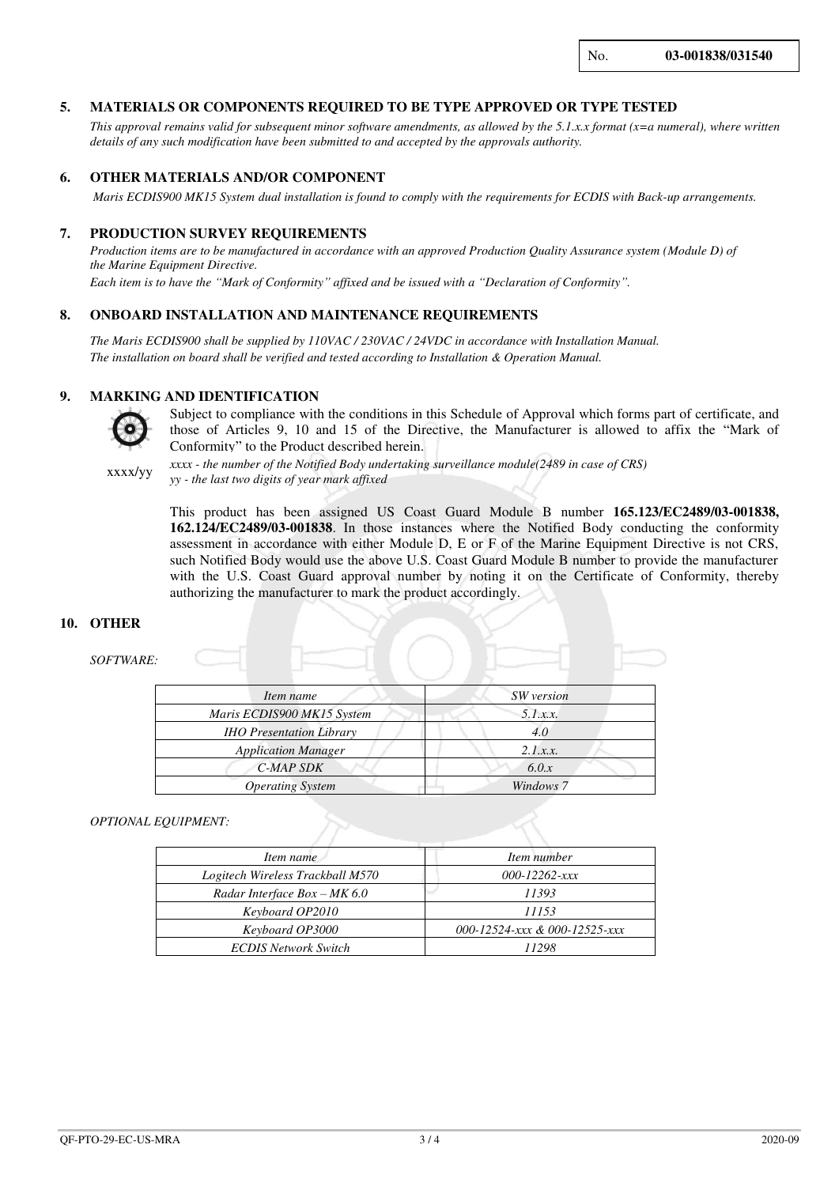No. **03-001838/031540**

## 5. MATERIALS OR COMPONENTS REQUIRED TO BE TYPE APPROVED OR TYPE TESTED

*This approval remains valid for subsequent minor software amendments, as allowed by the 5.1.x.x format (x=a numeral), where written details of any such modification have been submitted to and accepted by the approvals authority.*

## 6. OTHER MATERIALS AND/OR COMPONENT

*Maris ECDIS900 MK15 System dual installation is found to comply with the requirements for ECDIS with Back-up arrangements.*

## 7. PRODUCTION SURVEY REQUIREMENTS

*Production items are to be manufactured in accordance with an approved Production Quality Assurance system (Module D) of the Marine Equipment Directive.*
*Each item is to have the "Mark of Conformity" affixed and be issued with a "Declaration of Conformity".*

## 8. ONBOARD INSTALLATION AND MAINTENANCE REQUIREMENTS

*The Maris ECDIS900 shall be supplied by 110VAC / 230VAC / 24VDC in accordance with Installation Manual.*
*The installation on board shall be verified and tested according to Installation & Operation Manual.*

## 9. MARKING AND IDENTIFICATION

Subject to compliance with the conditions in this Schedule of Approval which forms part of certificate, and those of Articles 9, 10 and 15 of the Directive, the Manufacturer is allowed to affix the "Mark of Conformity" to the Product described herein.

xxxx/yy

*xxxx - the number of the Notified Body undertaking surveillance module(2489 in case of CRS)*
*yy - the last two digits of year mark affixed*

This product has been assigned US Coast Guard Module B number **165.123/EC2489/03-001838, 162.124/EC2489/03-001838**. In those instances where the Notified Body conducting the conformity assessment in accordance with either Module D, E or F of the Marine Equipment Directive is not CRS, such Notified Body would use the above U.S. Coast Guard Module B number to provide the manufacturer with the U.S. Coast Guard approval number by noting it on the Certificate of Conformity, thereby authorizing the manufacturer to mark the product accordingly.

## 10. OTHER

*SOFTWARE:*

| *Item name* | *SW version* |
|---|---|
| *Maris ECDIS900 MK15 System* | *5.1.x.x.* |
| *IHO Presentation Library* | *4.0* |
| *Application Manager* | *2.1.x.x.* |
| *C-MAP SDK* | *6.0.x* |
| *Operating System* | *Windows 7* |

*OPTIONAL EQUIPMENT:*

| *Item name* | *Item number* |
|---|---|
| *Logitech Wireless Trackball M570* | *000-12262-xxx* |
| *Radar Interface Box – MK 6.0* | *11393* |
| *Keyboard OP2010* | *11153* |
| *Keyboard OP3000* | *000-12524-xxx & 000-12525-xxx* |
| *ECDIS Network Switch* | *11298* |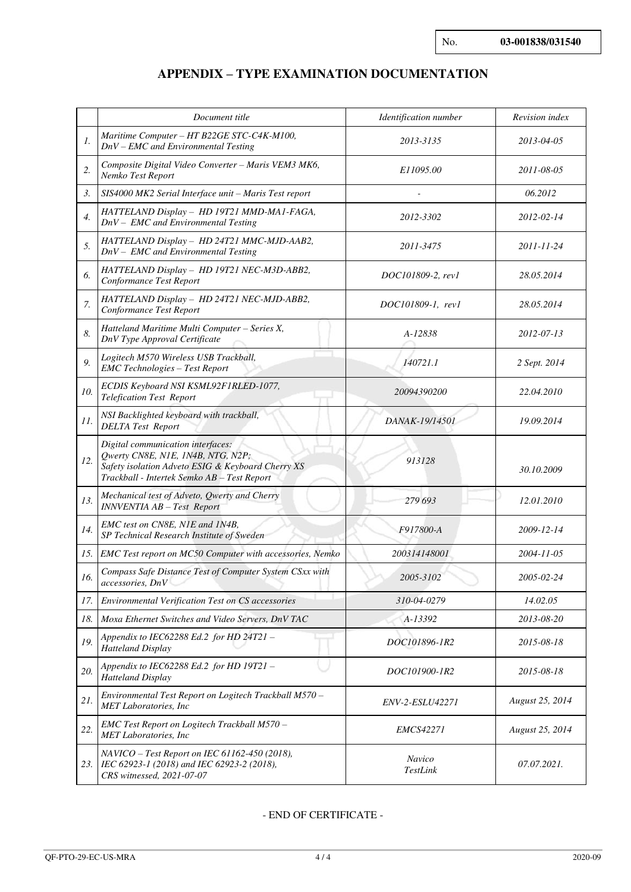No. **03-001838/031540**

# APPENDIX – TYPE EXAMINATION DOCUMENTATION

| | *Document title* | *Identification number* | *Revision index* |
|---|---|---|---|
| *1.* | *Maritime Computer – HT B22GE STC-C4K-M100, DnV – EMC and Environmental Testing* | *2013-3135* | *2013-04-05* |
| *2.* | *Composite Digital Video Converter – Maris VEM3 MK6, Nemko Test Report* | *E11095.00* | *2011-08-05* |
| *3.* | *SIS4000 MK2 Serial Interface unit – Maris Test report* | - | *06.2012* |
| *4.* | *HATTELAND Display – HD 19T21 MMD-MA1-FAGA, DnV – EMC and Environmental Testing* | *2012-3302* | *2012-02-14* |
| *5.* | *HATTELAND Display – HD 24T21 MMC-MJD-AAB2, DnV – EMC and Environmental Testing* | *2011-3475* | *2011-11-24* |
| *6.* | *HATTELAND Display – HD 19T21 NEC-M3D-ABB2, Conformance Test Report* | *DOC101809-2, rev1* | *28.05.2014* |
| *7.* | *HATTELAND Display – HD 24T21 NEC-MJD-ABB2, Conformance Test Report* | *DOC101809-1, rev1* | *28.05.2014* |
| *8.* | *Hatteland Maritime Multi Computer – Series X, DnV Type Approval Certificate* | *A-12838* | *2012-07-13* |
| *9.* | *Logitech M570 Wireless USB Trackball, EMC Technologies – Test Report* | *140721.1* | *2 Sept. 2014* |
| *10.* | *ECDIS Keyboard NSI KSML92F1RLED-1077, Telefication Test Report* | *20094390200* | *22.04.2010* |
| *11.* | *NSI Backlighted keyboard with trackball, DELTA Test Report* | *DANAK-19/14501* | *19.09.2014* |
| *12.* | *Digital communication interfaces: Qwerty CN8E, N1E, 1N4B, NTG, N2P; Safety isolation Adveto ESIG & Keyboard Cherry XS Trackball - Intertek Semko AB – Test Report* | *913128* | *30.10.2009* |
| *13.* | *Mechanical test of Adveto, Qwerty and Cherry INNVENTIA AB – Test Report* | *279 693* | *12.01.2010* |
| *14.* | *EMC test on CN8E, N1E and 1N4B, SP Technical Research Institute of Sweden* | *F917800-A* | *2009-12-14* |
| *15.* | *EMC Test report on MC50 Computer with accessories, Nemko* | *200314148001* | *2004-11-05* |
| *16.* | *Compass Safe Distance Test of Computer System CSxx with accessories, DnV* | *2005-3102* | *2005-02-24* |
| *17.* | *Environmental Verification Test on CS accessories* | *310-04-0279* | *14.02.05* |
| *18.* | *Moxa Ethernet Switches and Video Servers, DnV TAC* | *A-13392* | *2013-08-20* |
| *19.* | *Appendix to IEC62288 Ed.2 for HD 24T21 – Hatteland Display* | *DOC101896-1R2* | *2015-08-18* |
| *20.* | *Appendix to IEC62288 Ed.2 for HD 19T21 – Hatteland Display* | *DOC101900-1R2* | *2015-08-18* |
| *21.* | *Environmental Test Report on Logitech Trackball M570 – MET Laboratories, Inc* | *ENV-2-ESLU42271* | *August 25, 2014* |
| *22.* | *EMC Test Report on Logitech Trackball M570 – MET Laboratories, Inc* | *EMCS42271* | *August 25, 2014* |
| *23.* | *NAVICO – Test Report on IEC 61162-450 (2018), IEC 62923-1 (2018) and IEC 62923-2 (2018), CRS witnessed, 2021-07-07* | *Navico TestLink* | *07.07.2021.* |

- END OF CERTIFICATE -